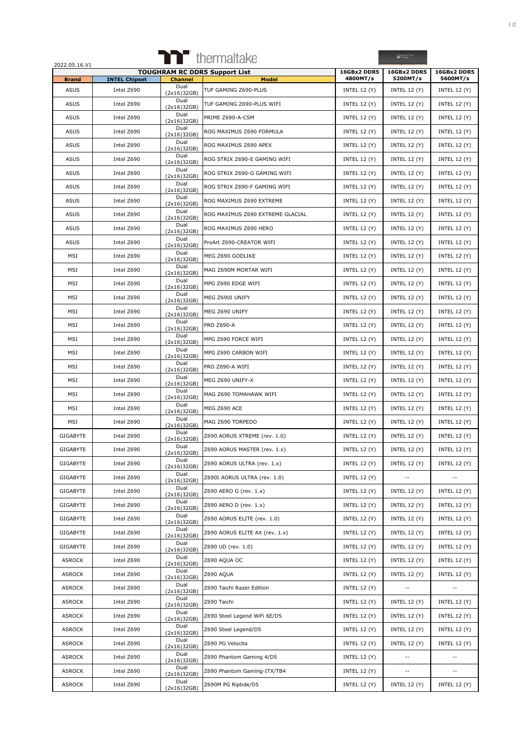2022.05.16.V1

thermaltake

| TOUGHRAM RC DDR5 Support List | | | | 16GBx2 DDR5 4800MT/s | 16GBx2 DDR5 5200MT/s | 16GBx2 DDR5 5600MT/s |
|---|---|---|---|---|---|---|
| Brand | INTEL Chipset | Channel | Model | | | |
| ASUS | Intel Z690 | Dual (2x16\|32GB) | TUF GAMING Z690-PLUS | INTEL 12 (Y) | INTEL 12 (Y) | INTEL 12 (Y) |
| ASUS | Intel Z690 | Dual (2x16\|32GB) | TUF GAMING Z690-PLUS WIFI | INTEL 12 (Y) | INTEL 12 (Y) | INTEL 12 (Y) |
| ASUS | Intel Z690 | Dual (2x16\|32GB) | PRIME Z690-A-CSM | INTEL 12 (Y) | INTEL 12 (Y) | INTEL 12 (Y) |
| ASUS | Intel Z690 | Dual (2x16\|32GB) | ROG MAXIMUS Z690 FORMULA | INTEL 12 (Y) | INTEL 12 (Y) | INTEL 12 (Y) |
| ASUS | Intel Z690 | Dual (2x16\|32GB) | ROG MAXIMUS Z690 APEX | INTEL 12 (Y) | INTEL 12 (Y) | INTEL 12 (Y) |
| ASUS | Intel Z690 | Dual (2x16\|32GB) | ROG STRIX Z690-E GAMING WIFI | INTEL 12 (Y) | INTEL 12 (Y) | INTEL 12 (Y) |
| ASUS | Intel Z690 | Dual (2x16\|32GB) | ROG STRIX Z690-G GAMING WIFI | INTEL 12 (Y) | INTEL 12 (Y) | INTEL 12 (Y) |
| ASUS | Intel Z690 | Dual (2x16\|32GB) | ROG STRIX Z690-F GAMING WIFI | INTEL 12 (Y) | INTEL 12 (Y) | INTEL 12 (Y) |
| ASUS | Intel Z690 | Dual (2x16\|32GB) | ROG MAXIMUS Z690 EXTREME | INTEL 12 (Y) | INTEL 12 (Y) | INTEL 12 (Y) |
| ASUS | Intel Z690 | Dual (2x16\|32GB) | ROG MAXIMUS Z690 EXTREME GLACIAL | INTEL 12 (Y) | INTEL 12 (Y) | INTEL 12 (Y) |
| ASUS | Intel Z690 | Dual (2x16\|32GB) | ROG MAXIMUS Z690 HERO | INTEL 12 (Y) | INTEL 12 (Y) | INTEL 12 (Y) |
| ASUS | Intel Z690 | Dual (2x16\|32GB) | ProArt Z690-CREATOR WIFI | INTEL 12 (Y) | INTEL 12 (Y) | INTEL 12 (Y) |
| MSI | Intel Z690 | Dual (2x16\|32GB) | MEG Z690 GODLIKE | INTEL 12 (Y) | INTEL 12 (Y) | INTEL 12 (Y) |
| MSI | Intel Z690 | Dual (2x16\|32GB) | MAG Z690M MORTAR WIFI | INTEL 12 (Y) | INTEL 12 (Y) | INTEL 12 (Y) |
| MSI | Intel Z690 | Dual (2x16\|32GB) | MPG Z690 EDGE WIFI | INTEL 12 (Y) | INTEL 12 (Y) | INTEL 12 (Y) |
| MSI | Intel Z690 | Dual (2x16\|32GB) | MEG Z690I UNIFY | INTEL 12 (Y) | INTEL 12 (Y) | INTEL 12 (Y) |
| MSI | Intel Z690 | Dual (2x16\|32GB) | MEG Z690 UNIFY | INTEL 12 (Y) | INTEL 12 (Y) | INTEL 12 (Y) |
| MSI | Intel Z690 | Dual (2x16\|32GB) | PRO Z690-A | INTEL 12 (Y) | INTEL 12 (Y) | INTEL 12 (Y) |
| MSI | Intel Z690 | Dual (2x16\|32GB) | MPG Z690 FORCE WIFI | INTEL 12 (Y) | INTEL 12 (Y) | INTEL 12 (Y) |
| MSI | Intel Z690 | Dual (2x16\|32GB) | MPG Z690 CARBON WIFI | INTEL 12 (Y) | INTEL 12 (Y) | INTEL 12 (Y) |
| MSI | Intel Z690 | Dual (2x16\|32GB) | PRO Z690-A WIFI | INTEL 12 (Y) | INTEL 12 (Y) | INTEL 12 (Y) |
| MSI | Intel Z690 | Dual (2x16\|32GB) | MEG Z690 UNIFY-X | INTEL 12 (Y) | INTEL 12 (Y) | INTEL 12 (Y) |
| MSI | Intel Z690 | Dual (2x16\|32GB) | MAG Z690 TOMAHAWK WIFI | INTEL 12 (Y) | INTEL 12 (Y) | INTEL 12 (Y) |
| MSI | Intel Z690 | Dual (2x16\|32GB) | MEG Z690 ACE | INTEL 12 (Y) | INTEL 12 (Y) | INTEL 12 (Y) |
| MSI | Intel Z690 | Dual (2x16\|32GB) | MAG Z690 TORPEDO | INTEL 12 (Y) | INTEL 12 (Y) | INTEL 12 (Y) |
| GIGABYTE | Intel Z690 | Dual (2x16\|32GB) | Z690 AORUS XTREME (rev. 1.0) | INTEL 12 (Y) | INTEL 12 (Y) | INTEL 12 (Y) |
| GIGABYTE | Intel Z690 | Dual (2x16\|32GB) | Z690 AORUS MASTER (rev. 1.x) | INTEL 12 (Y) | INTEL 12 (Y) | INTEL 12 (Y) |
| GIGABYTE | Intel Z690 | Dual (2x16\|32GB) | Z690 AORUS ULTRA (rev. 1.x) | INTEL 12 (Y) | INTEL 12 (Y) | INTEL 12 (Y) |
| GIGABYTE | Intel Z690 | Dual (2x16\|32GB) | Z690I AORUS ULTRA (rev. 1.0) | INTEL 12 (Y) | -- | -- |
| GIGABYTE | Intel Z690 | Dual (2x16\|32GB) | Z690 AERO G (rev. 1.x) | INTEL 12 (Y) | INTEL 12 (Y) | INTEL 12 (Y) |
| GIGABYTE | Intel Z690 | Dual (2x16\|32GB) | Z690 AERO D (rev. 1.x) | INTEL 12 (Y) | INTEL 12 (Y) | INTEL 12 (Y) |
| GIGABYTE | Intel Z690 | Dual (2x16\|32GB) | Z690 AORUS ELITE (rev. 1.0) | INTEL 12 (Y) | INTEL 12 (Y) | INTEL 12 (Y) |
| GIGABYTE | Intel Z690 | Dual (2x16\|32GB) | Z690 AORUS ELITE AX (rev. 1.x) | INTEL 12 (Y) | INTEL 12 (Y) | INTEL 12 (Y) |
| GIGABYTE | Intel Z690 | Dual (2x16\|32GB) | Z690 UD (rev. 1.0) | INTEL 12 (Y) | INTEL 12 (Y) | INTEL 12 (Y) |
| ASROCK | Intel Z690 | Dual (2x16\|32GB) | Z690 AQUA OC | INTEL 12 (Y) | INTEL 12 (Y) | INTEL 12 (Y) |
| ASROCK | Intel Z690 | Dual (2x16\|32GB) | Z690 AQUA | INTEL 12 (Y) | INTEL 12 (Y) | INTEL 12 (Y) |
| ASROCK | Intel Z690 | Dual (2x16\|32GB) | Z690 Taichi Razer Edition | INTEL 12 (Y) | -- | -- |
| ASROCK | Intel Z690 | Dual (2x16\|32GB) | Z690 Taichi | INTEL 12 (Y) | INTEL 12 (Y) | INTEL 12 (Y) |
| ASROCK | Intel Z690 | Dual (2x16\|32GB) | Z690 Steel Legend WiFi 6E/D5 | INTEL 12 (Y) | INTEL 12 (Y) | INTEL 12 (Y) |
| ASROCK | Intel Z690 | Dual (2x16\|32GB) | Z690 Steel Legend/D5 | INTEL 12 (Y) | INTEL 12 (Y) | INTEL 12 (Y) |
| ASROCK | Intel Z690 | Dual (2x16\|32GB) | Z690 PG Velocita | INTEL 12 (Y) | INTEL 12 (Y) | INTEL 12 (Y) |
| ASROCK | Intel Z690 | Dual (2x16\|32GB) | Z690 Phantom Gaming 4/D5 | INTEL 12 (Y) | -- | -- |
| ASROCK | Intel Z690 | Dual (2x16\|32GB) | Z690 Phantom Gaming-ITX/TB4 | INTEL 12 (Y) | -- | -- |
| ASROCK | Intel Z690 | Dual (2x16\|32GB) | Z690M PG Riptide/D5 | INTEL 12 (Y) | INTEL 12 (Y) | INTEL 12 (Y) |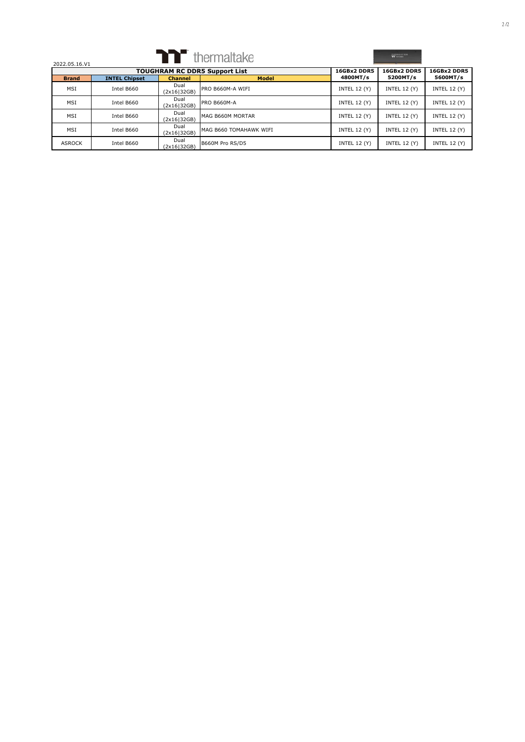2022.05.16.V1

thermaltake

| TOUGHRAM RC DDR5 Support List | | | | 16GBx2 DDR5 4800MT/s | 16GBx2 DDR5 5200MT/s | 16GBx2 DDR5 5600MT/s |
|---|---|---|---|---|---|---|
| **Brand** | **INTEL Chipset** | **Channel** | **Model** | | | |
| MSI | Intel B660 | Dual (2x16\|32GB) | PRO B660M-A WIFI | INTEL 12 (Y) | INTEL 12 (Y) | INTEL 12 (Y) |
| MSI | Intel B660 | Dual (2x16\|32GB) | PRO B660M-A | INTEL 12 (Y) | INTEL 12 (Y) | INTEL 12 (Y) |
| MSI | Intel B660 | Dual (2x16\|32GB) | MAG B660M MORTAR | INTEL 12 (Y) | INTEL 12 (Y) | INTEL 12 (Y) |
| MSI | Intel B660 | Dual (2x16\|32GB) | MAG B660 TOMAHAWK WIFI | INTEL 12 (Y) | INTEL 12 (Y) | INTEL 12 (Y) |
| ASROCK | Intel B660 | Dual (2x16\|32GB) | B660M Pro RS/D5 | INTEL 12 (Y) | INTEL 12 (Y) | INTEL 12 (Y) |